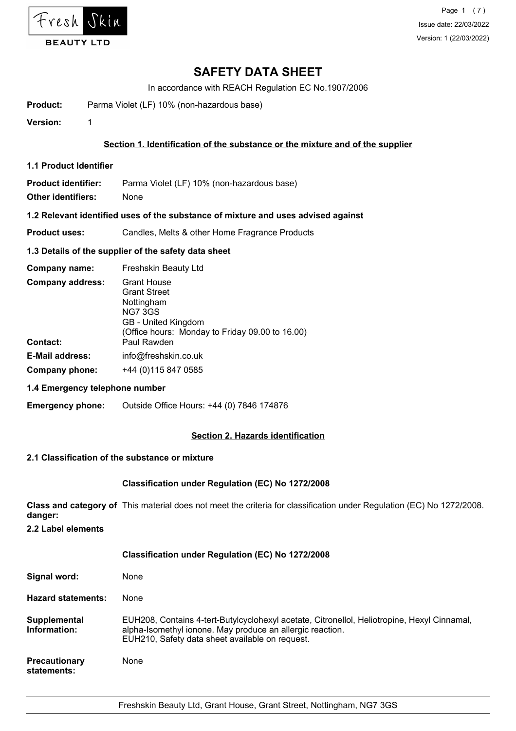# SAFETY DATA SHEET

In accordance with REACH Regulation EC No.1907/2006

**Product:** Parma Violet (LF) 10% (non-hazardous base)

**Version:** 1

## Section 1. Identification of the substance or the mixture and of the supplier

### 1.1 Product Identifier

**Product identifier:** Parma Violet (LF) 10% (non-hazardous base)

**Other identifiers:** None

### 1.2 Relevant identified uses of the substance of mixture and uses advised against

**Product uses:** Candles, Melts & other Home Fragrance Products

### 1.3 Details of the supplier of the safety data sheet

**Company name:** Freshskin Beauty Ltd

**Company address:** Grant House
Grant Street
Nottingham
NG7 3GS
GB - United Kingdom
(Office hours: Monday to Friday 09.00 to 16.00)

**Contact:** Paul Rawden

**E-Mail address:** info@freshskin.co.uk

**Company phone:** +44 (0)115 847 0585

### 1.4 Emergency telephone number

**Emergency phone:** Outside Office Hours: +44 (0) 7846 174876

## Section 2. Hazards identification

### 2.1 Classification of the substance or mixture

**Classification under Regulation (EC) No 1272/2008**

**Class and category of danger:** This material does not meet the criteria for classification under Regulation (EC) No 1272/2008.

### 2.2 Label elements

**Classification under Regulation (EC) No 1272/2008**

**Signal word:** None

**Hazard statements:** None

**Supplemental Information:** EUH208, Contains 4-tert-Butylcyclohexyl acetate, Citronellol, Heliotropine, Hexyl Cinnamal, alpha-Isomethyl ionone. May produce an allergic reaction.
EUH210, Safety data sheet available on request.

**Precautionary statements:** None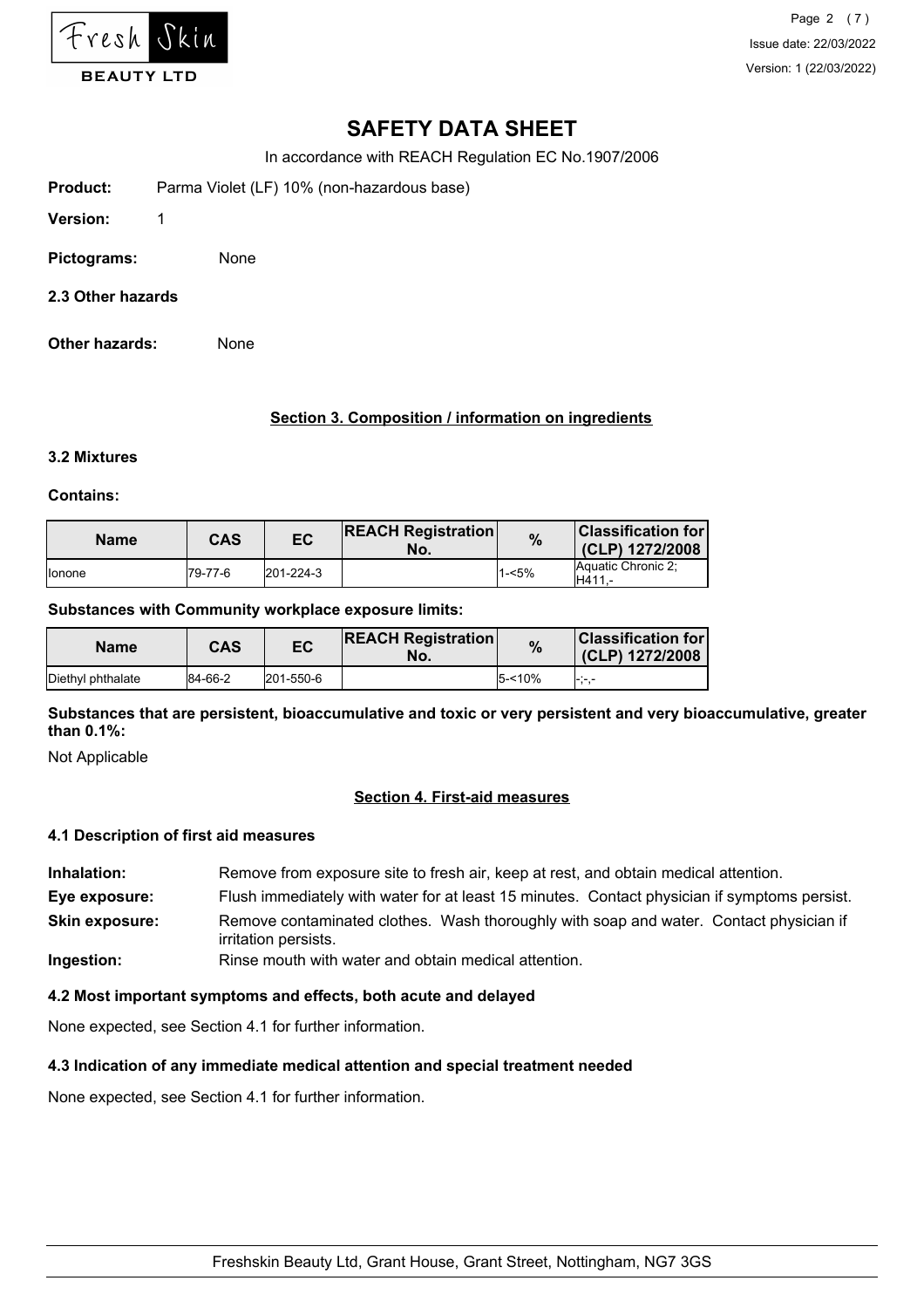# SAFETY DATA SHEET

In accordance with REACH Regulation EC No.1907/2006

**Product:** Parma Violet (LF) 10% (non-hazardous base)

**Version:** 1

**Pictograms:** None

**2.3 Other hazards**

**Other hazards:** None

## Section 3. Composition / information on ingredients

### 3.2 Mixtures

**Contains:**

| Name | CAS | EC | REACH Registration No. | % | Classification for (CLP) 1272/2008 |
|---|---|---|---|---|---|
| Ionone | 79-77-6 | 201-224-3 | | 1-<5% | Aquatic Chronic 2; H411,- |

**Substances with Community workplace exposure limits:**

| Name | CAS | EC | REACH Registration No. | % | Classification for (CLP) 1272/2008 |
|---|---|---|---|---|---|
| Diethyl phthalate | 84-66-2 | 201-550-6 | | 5-<10% | -;-,- |

**Substances that are persistent, bioaccumulative and toxic or very persistent and very bioaccumulative, greater than 0.1%:**

Not Applicable

## Section 4. First-aid measures

### 4.1 Description of first aid measures

**Inhalation:** Remove from exposure site to fresh air, keep at rest, and obtain medical attention.

**Eye exposure:** Flush immediately with water for at least 15 minutes. Contact physician if symptoms persist.

**Skin exposure:** Remove contaminated clothes. Wash thoroughly with soap and water. Contact physician if irritation persists.

**Ingestion:** Rinse mouth with water and obtain medical attention.

### 4.2 Most important symptoms and effects, both acute and delayed

None expected, see Section 4.1 for further information.

### 4.3 Indication of any immediate medical attention and special treatment needed

None expected, see Section 4.1 for further information.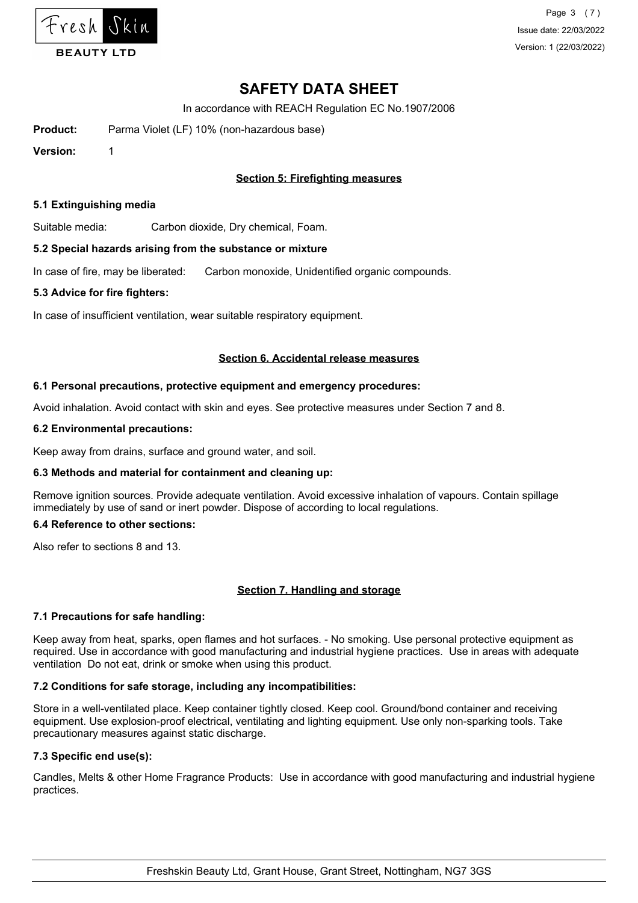# SAFETY DATA SHEET

In accordance with REACH Regulation EC No.1907/2006

**Product:** Parma Violet (LF) 10% (non-hazardous base)

**Version:** 1

## Section 5: Firefighting measures

### 5.1 Extinguishing media

Suitable media: Carbon dioxide, Dry chemical, Foam.

### 5.2 Special hazards arising from the substance or mixture

In case of fire, may be liberated: Carbon monoxide, Unidentified organic compounds.

### 5.3 Advice for fire fighters:

In case of insufficient ventilation, wear suitable respiratory equipment.

## Section 6. Accidental release measures

### 6.1 Personal precautions, protective equipment and emergency procedures:

Avoid inhalation. Avoid contact with skin and eyes. See protective measures under Section 7 and 8.

### 6.2 Environmental precautions:

Keep away from drains, surface and ground water, and soil.

### 6.3 Methods and material for containment and cleaning up:

Remove ignition sources. Provide adequate ventilation. Avoid excessive inhalation of vapours. Contain spillage immediately by use of sand or inert powder. Dispose of according to local regulations.

### 6.4 Reference to other sections:

Also refer to sections 8 and 13.

## Section 7. Handling and storage

### 7.1 Precautions for safe handling:

Keep away from heat, sparks, open flames and hot surfaces. - No smoking. Use personal protective equipment as required. Use in accordance with good manufacturing and industrial hygiene practices. Use in areas with adequate ventilation Do not eat, drink or smoke when using this product.

### 7.2 Conditions for safe storage, including any incompatibilities:

Store in a well-ventilated place. Keep container tightly closed. Keep cool. Ground/bond container and receiving equipment. Use explosion-proof electrical, ventilating and lighting equipment. Use only non-sparking tools. Take precautionary measures against static discharge.

### 7.3 Specific end use(s):

Candles, Melts & other Home Fragrance Products: Use in accordance with good manufacturing and industrial hygiene practices.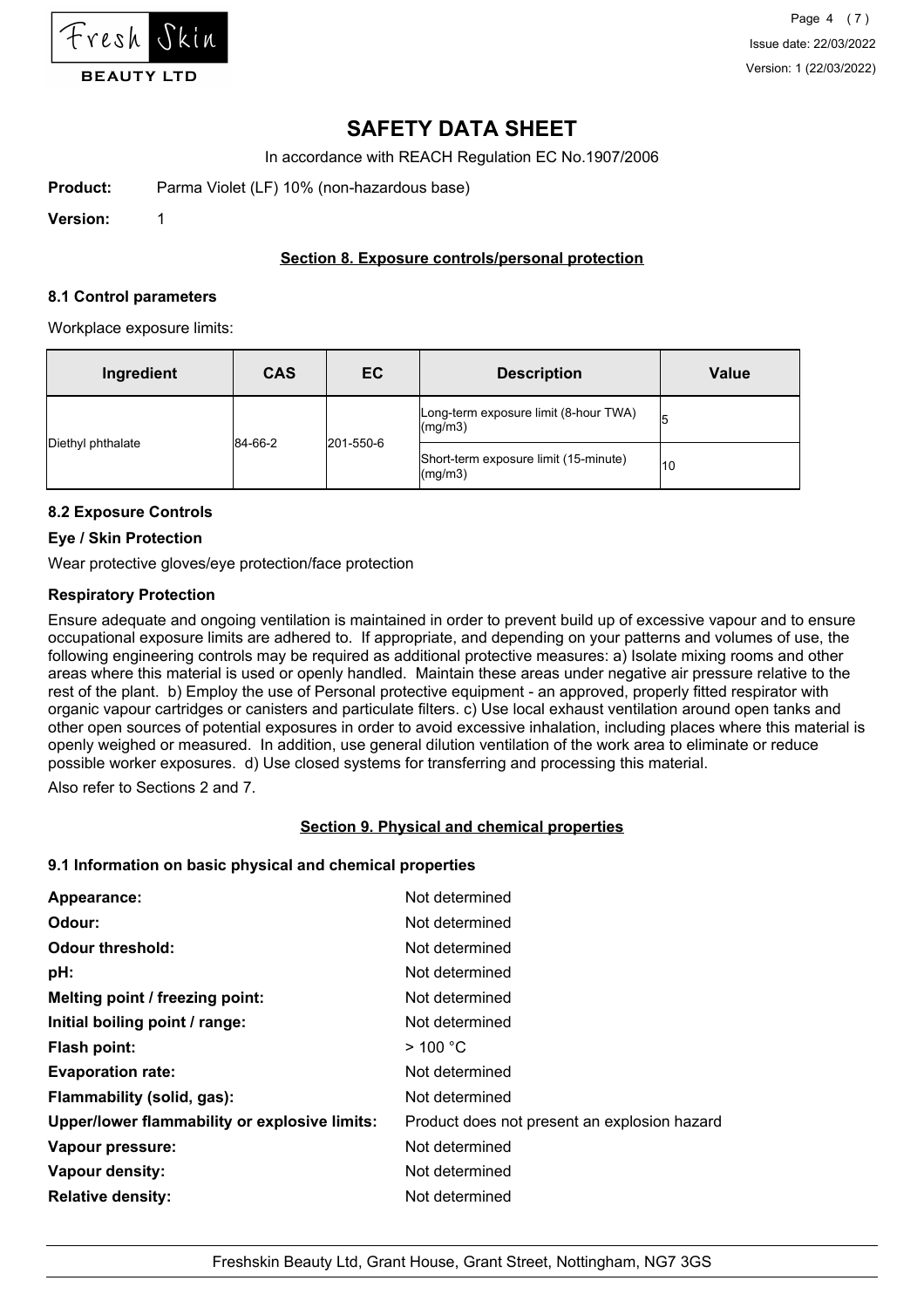# SAFETY DATA SHEET

In accordance with REACH Regulation EC No.1907/2006

**Product:** Parma Violet (LF) 10% (non-hazardous base)

**Version:** 1

## Section 8. Exposure controls/personal protection

### 8.1 Control parameters

Workplace exposure limits:

| Ingredient | CAS | EC | Description | Value |
|---|---|---|---|---|
| Diethyl phthalate | 84-66-2 | 201-550-6 | Long-term exposure limit (8-hour TWA) (mg/m3) | 5 |
| | | | Short-term exposure limit (15-minute) (mg/m3) | 10 |

### 8.2 Exposure Controls

**Eye / Skin Protection**

Wear protective gloves/eye protection/face protection

**Respiratory Protection**

Ensure adequate and ongoing ventilation is maintained in order to prevent build up of excessive vapour and to ensure occupational exposure limits are adhered to. If appropriate, and depending on your patterns and volumes of use, the following engineering controls may be required as additional protective measures: a) Isolate mixing rooms and other areas where this material is used or openly handled. Maintain these areas under negative air pressure relative to the rest of the plant. b) Employ the use of Personal protective equipment - an approved, properly fitted respirator with organic vapour cartridges or canisters and particulate filters. c) Use local exhaust ventilation around open tanks and other open sources of potential exposures in order to avoid excessive inhalation, including places where this material is openly weighed or measured. In addition, use general dilution ventilation of the work area to eliminate or reduce possible worker exposures. d) Use closed systems for transferring and processing this material.

Also refer to Sections 2 and 7.

## Section 9. Physical and chemical properties

### 9.1 Information on basic physical and chemical properties

| | |
|---|---|
| **Appearance:** | Not determined |
| **Odour:** | Not determined |
| **Odour threshold:** | Not determined |
| **pH:** | Not determined |
| **Melting point / freezing point:** | Not determined |
| **Initial boiling point / range:** | Not determined |
| **Flash point:** | > 100 °C |
| **Evaporation rate:** | Not determined |
| **Flammability (solid, gas):** | Not determined |
| **Upper/lower flammability or explosive limits:** | Product does not present an explosion hazard |
| **Vapour pressure:** | Not determined |
| **Vapour density:** | Not determined |
| **Relative density:** | Not determined |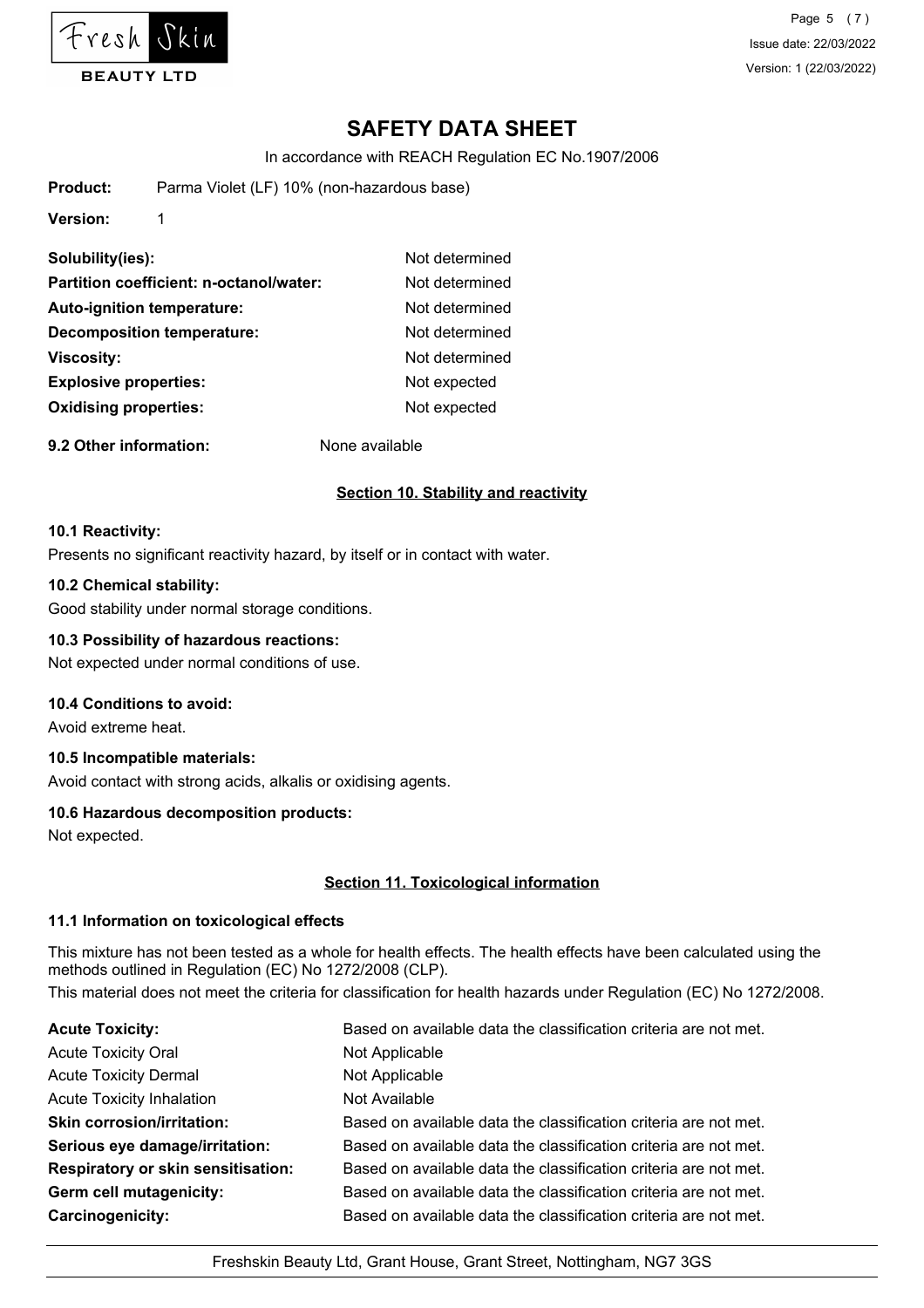**Product:** Parma Violet (LF) 10% (non-hazardous base)

**Version:** 1

| | |
|---|---|
| **Solubility(ies):** | Not determined |
| **Partition coefficient: n-octanol/water:** | Not determined |
| **Auto-ignition temperature:** | Not determined |
| **Decomposition temperature:** | Not determined |
| **Viscosity:** | Not determined |
| **Explosive properties:** | Not expected |
| **Oxidising properties:** | Not expected |

**9.2 Other information:** None available

## Section 10. Stability and reactivity

### 10.1 Reactivity:

Presents no significant reactivity hazard, by itself or in contact with water.

### 10.2 Chemical stability:

Good stability under normal storage conditions.

### 10.3 Possibility of hazardous reactions:

Not expected under normal conditions of use.

### 10.4 Conditions to avoid:

Avoid extreme heat.

### 10.5 Incompatible materials:

Avoid contact with strong acids, alkalis or oxidising agents.

### 10.6 Hazardous decomposition products:

Not expected.

## Section 11. Toxicological information

### 11.1 Information on toxicological effects

This mixture has not been tested as a whole for health effects. The health effects have been calculated using the methods outlined in Regulation (EC) No 1272/2008 (CLP).

This material does not meet the criteria for classification for health hazards under Regulation (EC) No 1272/2008.

| | |
|---|---|
| **Acute Toxicity:** | Based on available data the classification criteria are not met. |
| Acute Toxicity Oral | Not Applicable |
| Acute Toxicity Dermal | Not Applicable |
| Acute Toxicity Inhalation | Not Available |
| **Skin corrosion/irritation:** | Based on available data the classification criteria are not met. |
| **Serious eye damage/irritation:** | Based on available data the classification criteria are not met. |
| **Respiratory or skin sensitisation:** | Based on available data the classification criteria are not met. |
| **Germ cell mutagenicity:** | Based on available data the classification criteria are not met. |
| **Carcinogenicity:** | Based on available data the classification criteria are not met. |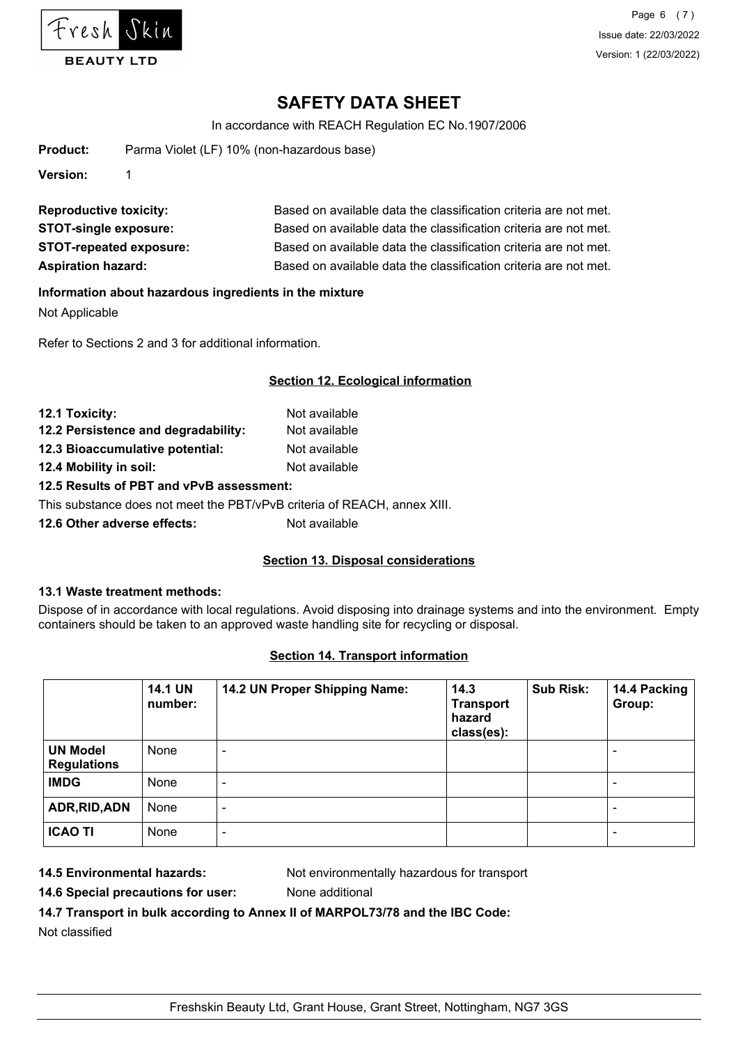**Product:** Parma Violet (LF) 10% (non-hazardous base)

**Version:** 1

**Reproductive toxicity:** Based on available data the classification criteria are not met.

**STOT-single exposure:** Based on available data the classification criteria are not met.

**STOT-repeated exposure:** Based on available data the classification criteria are not met.

**Aspiration hazard:** Based on available data the classification criteria are not met.

**Information about hazardous ingredients in the mixture**

Not Applicable

Refer to Sections 2 and 3 for additional information.

## Section 12. Ecological information

**12.1 Toxicity:** Not available

**12.2 Persistence and degradability:** Not available

**12.3 Bioaccumulative potential:** Not available

**12.4 Mobility in soil:** Not available

**12.5 Results of PBT and vPvB assessment:**

This substance does not meet the PBT/vPvB criteria of REACH, annex XIII.

**12.6 Other adverse effects:** Not available

## Section 13. Disposal considerations

**13.1 Waste treatment methods:**

Dispose of in accordance with local regulations. Avoid disposing into drainage systems and into the environment. Empty containers should be taken to an approved waste handling site for recycling or disposal.

## Section 14. Transport information

| | 14.1 UN number: | 14.2 UN Proper Shipping Name: | 14.3 Transport hazard class(es): | Sub Risk: | 14.4 Packing Group: |
|---|---|---|---|---|---|
| UN Model Regulations | None | - | | | - |
| IMDG | None | - | | | - |
| ADR,RID,ADN | None | - | | | - |
| ICAO TI | None | - | | | - |

**14.5 Environmental hazards:** Not environmentally hazardous for transport

**14.6 Special precautions for user:** None additional

**14.7 Transport in bulk according to Annex II of MARPOL73/78 and the IBC Code:**

Not classified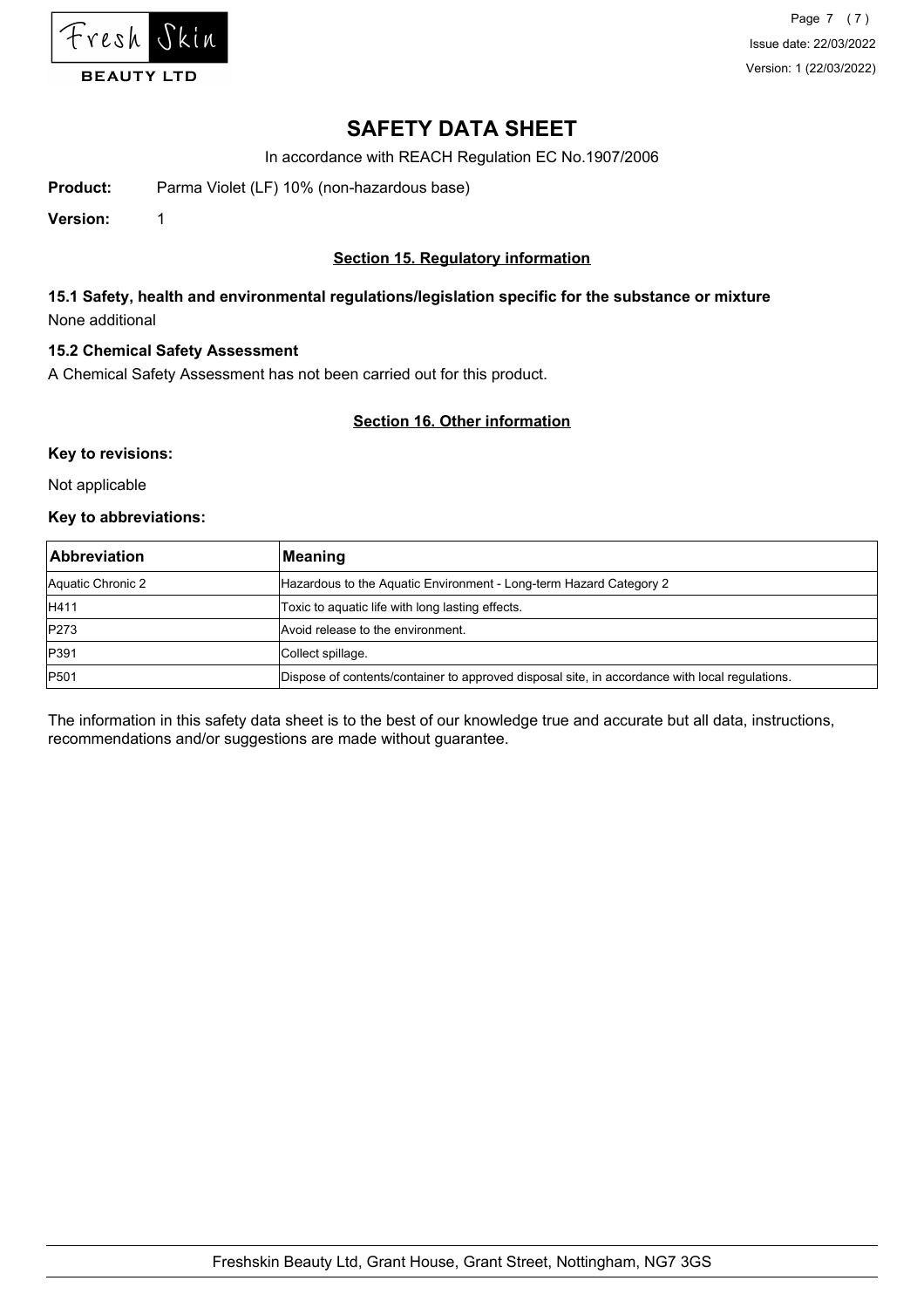# SAFETY DATA SHEET

In accordance with REACH Regulation EC No.1907/2006

**Product:** Parma Violet (LF) 10% (non-hazardous base)

**Version:** 1

## Section 15. Regulatory information

### 15.1 Safety, health and environmental regulations/legislation specific for the substance or mixture

None additional

### 15.2 Chemical Safety Assessment

A Chemical Safety Assessment has not been carried out for this product.

## Section 16. Other information

**Key to revisions:**

Not applicable

**Key to abbreviations:**

| Abbreviation | Meaning |
| --- | --- |
| Aquatic Chronic 2 | Hazardous to the Aquatic Environment - Long-term Hazard Category 2 |
| H411 | Toxic to aquatic life with long lasting effects. |
| P273 | Avoid release to the environment. |
| P391 | Collect spillage. |
| P501 | Dispose of contents/container to approved disposal site, in accordance with local regulations. |

The information in this safety data sheet is to the best of our knowledge true and accurate but all data, instructions, recommendations and/or suggestions are made without guarantee.